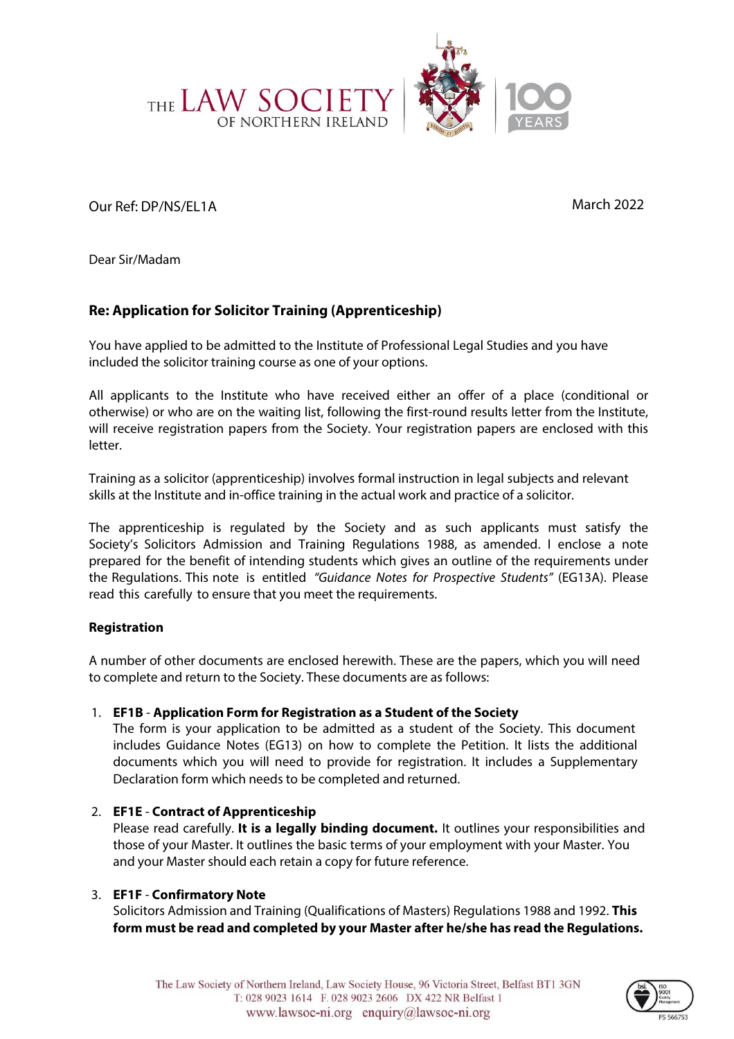THE LAW SOCIETY OF NORTHERN IRELAND

Our Ref: DP/NS/EL1A

March 2022

Dear Sir/Madam

**Re: Application for Solicitor Training (Apprenticeship)**

You have applied to be admitted to the Institute of Professional Legal Studies and you have included the solicitor training course as one of your options.

All applicants to the Institute who have received either an offer of a place (conditional or otherwise) or who are on the waiting list, following the first-round results letter from the Institute, will receive registration papers from the Society. Your registration papers are enclosed with this letter.

Training as a solicitor (apprenticeship) involves formal instruction in legal subjects and relevant skills at the Institute and in-office training in the actual work and practice of a solicitor.

The apprenticeship is regulated by the Society and as such applicants must satisfy the Society's Solicitors Admission and Training Regulations 1988, as amended. I enclose a note prepared for the benefit of intending students which gives an outline of the requirements under the Regulations. This note is entitled *"Guidance Notes for Prospective Students"* (EG13A). Please read this carefully to ensure that you meet the requirements.

**Registration**

A number of other documents are enclosed herewith. These are the papers, which you will need to complete and return to the Society. These documents are as follows:

1. **EF1B** - **Application Form for Registration as a Student of the Society**
   The form is your application to be admitted as a student of the Society. This document includes Guidance Notes (EG13) on how to complete the Petition. It lists the additional documents which you will need to provide for registration. It includes a Supplementary Declaration form which needs to be completed and returned.

2. **EF1E** - **Contract of Apprenticeship**
   Please read carefully. **It is a legally binding document.** It outlines your responsibilities and those of your Master. It outlines the basic terms of your employment with your Master. You and your Master should each retain a copy for future reference.

3. **EF1F** - **Confirmatory Note**
   Solicitors Admission and Training (Qualifications of Masters) Regulations 1988 and 1992. **This form must be read and completed by your Master after he/she has read the Regulations.**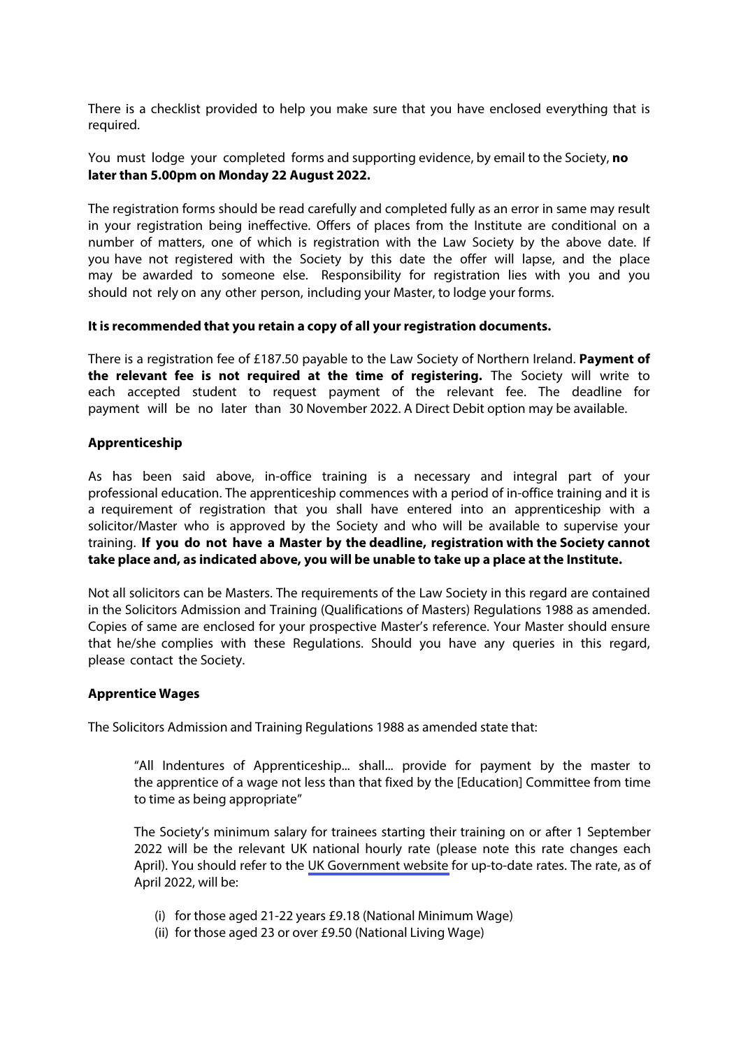There is a checklist provided to help you make sure that you have enclosed everything that is required.

You must lodge your completed forms and supporting evidence, by email to the Society, **no later than 5.00pm on Monday 22 August 2022.**

The registration forms should be read carefully and completed fully as an error in same may result in your registration being ineffective. Offers of places from the Institute are conditional on a number of matters, one of which is registration with the Law Society by the above date. If you have not registered with the Society by this date the offer will lapse, and the place may be awarded to someone else. Responsibility for registration lies with you and you should not rely on any other person, including your Master, to lodge your forms.

**It is recommended that you retain a copy of all your registration documents.**

There is a registration fee of £187.50 payable to the Law Society of Northern Ireland. **Payment of the relevant fee is not required at the time of registering.** The Society will write to each accepted student to request payment of the relevant fee. The deadline for payment will be no later than 30 November 2022. A Direct Debit option may be available.

**Apprenticeship**

As has been said above, in-office training is a necessary and integral part of your professional education. The apprenticeship commences with a period of in-office training and it is a requirement of registration that you shall have entered into an apprenticeship with a solicitor/Master who is approved by the Society and who will be available to supervise your training. **If you do not have a Master by the deadline, registration with the Society cannot take place and, as indicated above, you will be unable to take up a place at the Institute.**

Not all solicitors can be Masters. The requirements of the Law Society in this regard are contained in the Solicitors Admission and Training (Qualifications of Masters) Regulations 1988 as amended. Copies of same are enclosed for your prospective Master's reference. Your Master should ensure that he/she complies with these Regulations. Should you have any queries in this regard, please contact the Society.

**Apprentice Wages**

The Solicitors Admission and Training Regulations 1988 as amended state that:

> "All Indentures of Apprenticeship... shall... provide for payment by the master to the apprentice of a wage not less than that fixed by the [Education] Committee from time to time as being appropriate"
>
> The Society's minimum salary for trainees starting their training on or after 1 September 2022 will be the relevant UK national hourly rate (please note this rate changes each April). You should refer to the UK Government website for up-to-date rates. The rate, as of April 2022, will be:
>
> (i) for those aged 21-22 years £9.18 (National Minimum Wage)
> (ii) for those aged 23 or over £9.50 (National Living Wage)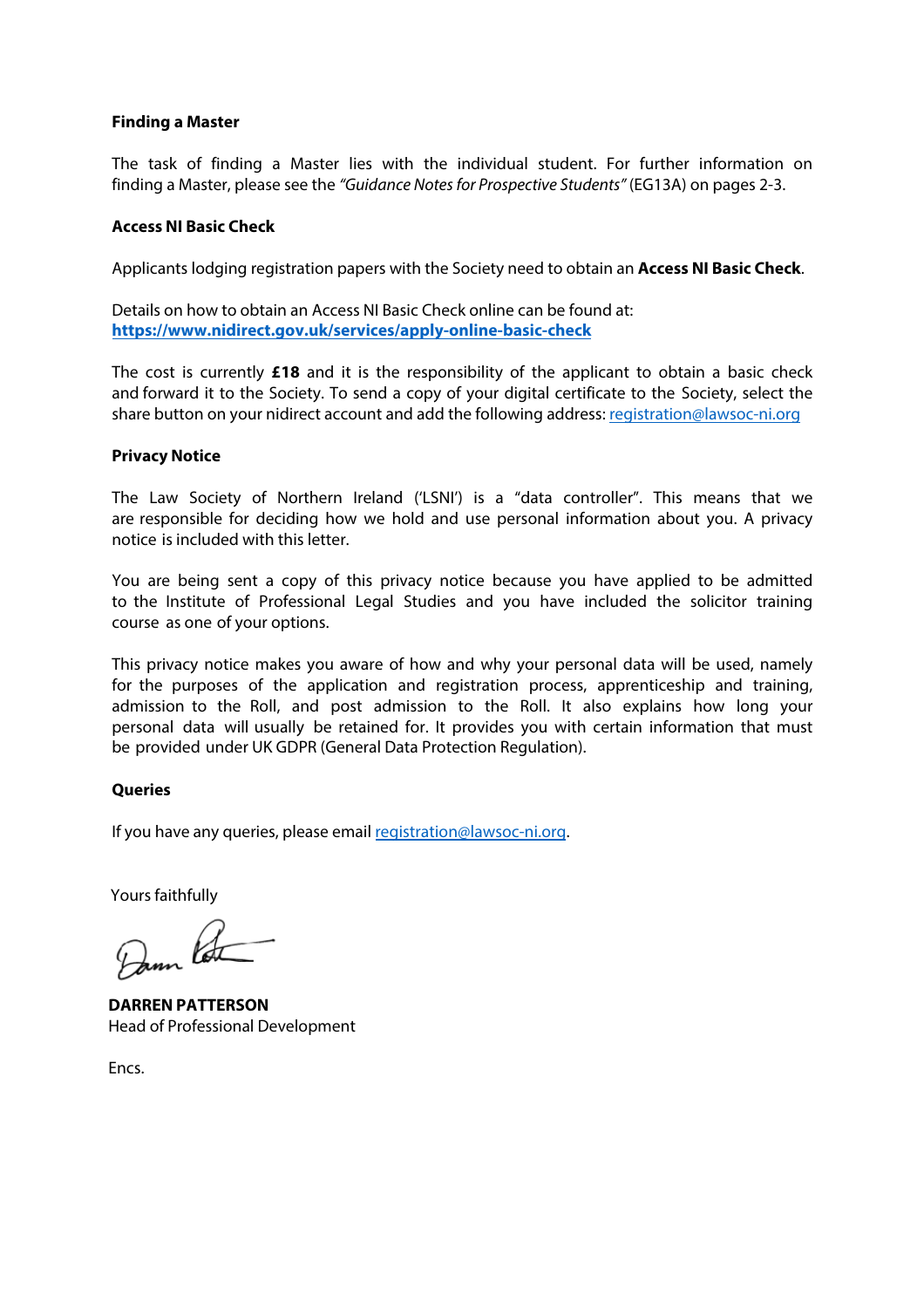**Finding a Master**

The task of finding a Master lies with the individual student. For further information on finding a Master, please see the *"Guidance Notes for Prospective Students"* (EG13A) on pages 2-3.

**Access NI Basic Check**

Applicants lodging registration papers with the Society need to obtain an **Access NI Basic Check**.

Details on how to obtain an Access NI Basic Check online can be found at:
**https://www.nidirect.gov.uk/services/apply-online-basic-check**

The cost is currently **£18** and it is the responsibility of the applicant to obtain a basic check and forward it to the Society. To send a copy of your digital certificate to the Society, select the share button on your nidirect account and add the following address: registration@lawsoc-ni.org

**Privacy Notice**

The Law Society of Northern Ireland ('LSNI') is a "data controller". This means that we are responsible for deciding how we hold and use personal information about you. A privacy notice is included with this letter.

You are being sent a copy of this privacy notice because you have applied to be admitted to the Institute of Professional Legal Studies and you have included the solicitor training course as one of your options.

This privacy notice makes you aware of how and why your personal data will be used, namely for the purposes of the application and registration process, apprenticeship and training, admission to the Roll, and post admission to the Roll. It also explains how long your personal data will usually be retained for. It provides you with certain information that must be provided under UK GDPR (General Data Protection Regulation).

**Queries**

If you have any queries, please email registration@lawsoc-ni.org.

Yours faithfully

**DARREN PATTERSON**
Head of Professional Development

Encs.